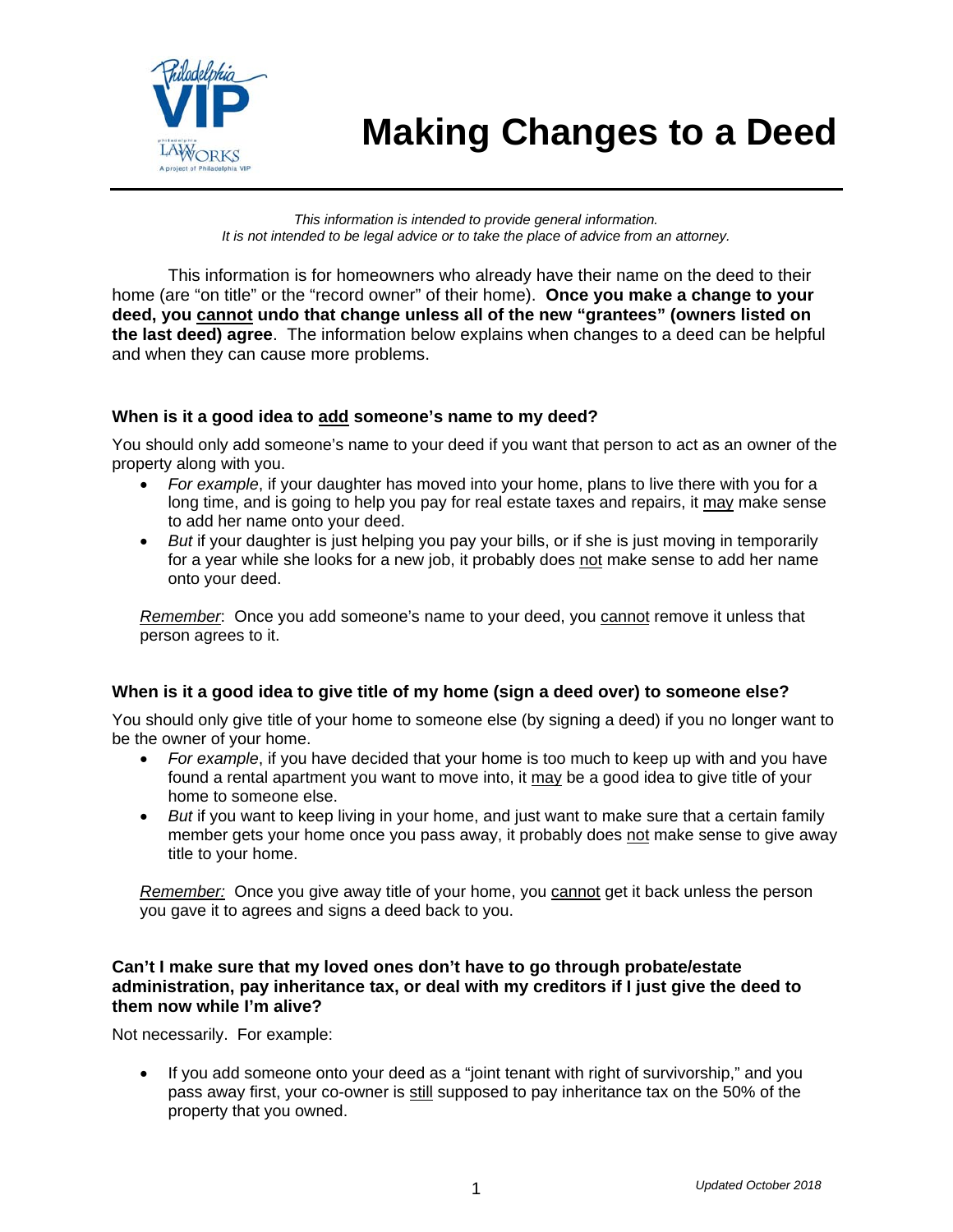# Making Changes to a Deed

*This information is intended to provide general information.*
*It is not intended to be legal advice or to take the place of advice from an attorney.*

This information is for homeowners who already have their name on the deed to their home (are "on title" or the "record owner" of their home). **Once you make a change to your deed, you <u>cannot</u> undo that change unless all of the new "grantees" (owners listed on the last deed) agree**. The information below explains when changes to a deed can be helpful and when they can cause more problems.

### When is it a good idea to <u>add</u> someone's name to my deed?

You should only add someone's name to your deed if you want that person to act as an owner of the property along with you.

- *For example*, if your daughter has moved into your home, plans to live there with you for a long time, and is going to help you pay for real estate taxes and repairs, it <u>may</u> make sense to add her name onto your deed.
- *But* if your daughter is just helping you pay your bills, or if she is just moving in temporarily for a year while she looks for a new job, it probably does <u>not</u> make sense to add her name onto your deed.

*<u>Remember</u>*: Once you add someone's name to your deed, you <u>cannot</u> remove it unless that person agrees to it.

### When is it a good idea to give title of my home (sign a deed over) to someone else?

You should only give title of your home to someone else (by signing a deed) if you no longer want to be the owner of your home.

- *For example*, if you have decided that your home is too much to keep up with and you have found a rental apartment you want to move into, it <u>may</u> be a good idea to give title of your home to someone else.
- *But* if you want to keep living in your home, and just want to make sure that a certain family member gets your home once you pass away, it probably does <u>not</u> make sense to give away title to your home.

*<u>Remember:</u>* Once you give away title of your home, you <u>cannot</u> get it back unless the person you gave it to agrees and signs a deed back to you.

### Can't I make sure that my loved ones don't have to go through probate/estate administration, pay inheritance tax, or deal with my creditors if I just give the deed to them now while I'm alive?

Not necessarily. For example:

- If you add someone onto your deed as a "joint tenant with right of survivorship," and you pass away first, your co-owner is <u>still</u> supposed to pay inheritance tax on the 50% of the property that you owned.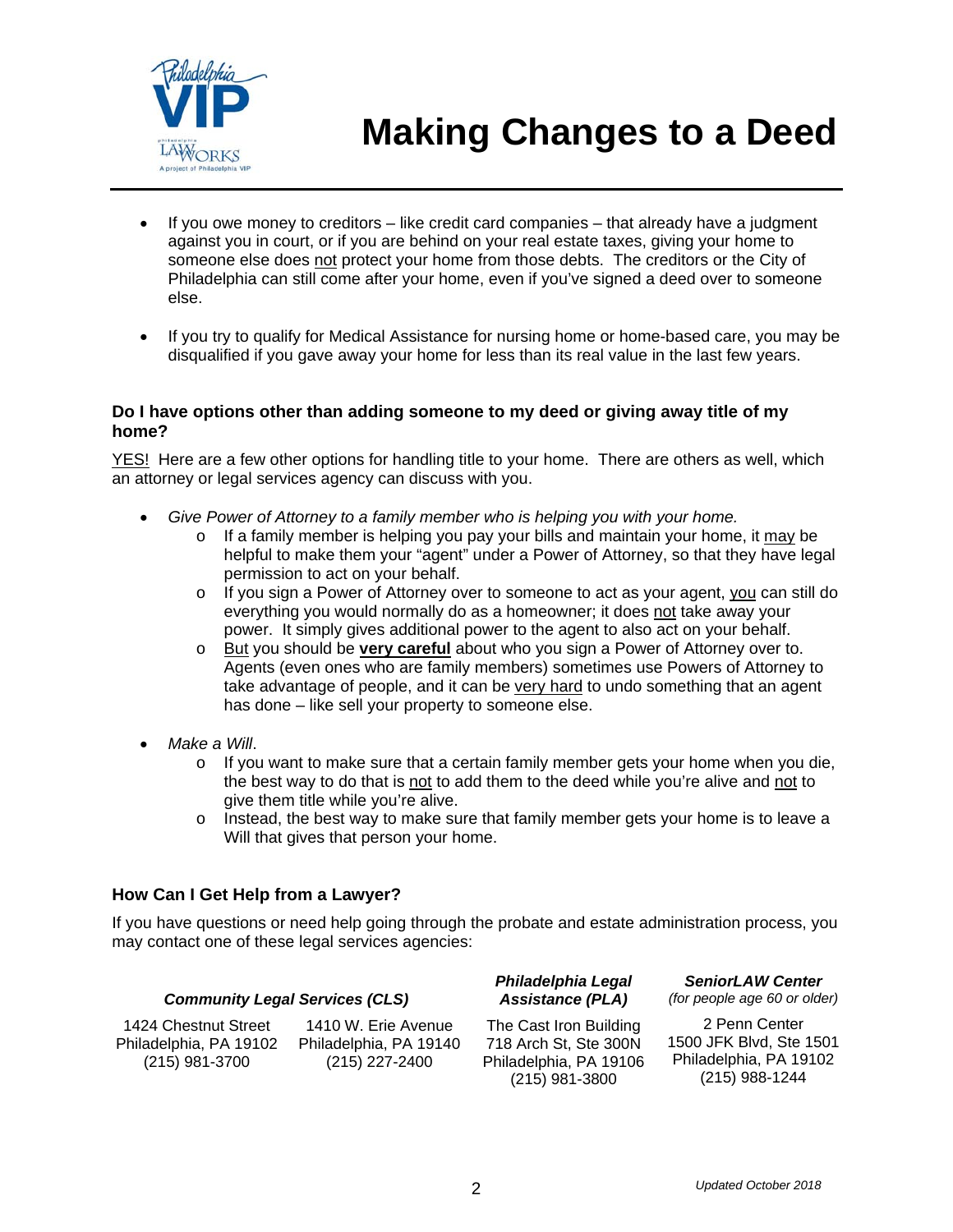# Making Changes to a Deed

- If you owe money to creditors – like credit card companies – that already have a judgment against you in court, or if you are behind on your real estate taxes, giving your home to someone else does not protect your home from those debts. The creditors or the City of Philadelphia can still come after your home, even if you've signed a deed over to someone else.
- If you try to qualify for Medical Assistance for nursing home or home-based care, you may be disqualified if you gave away your home for less than its real value in the last few years.

### Do I have options other than adding someone to my deed or giving away title of my home?

YES! Here are a few other options for handling title to your home. There are others as well, which an attorney or legal services agency can discuss with you.

- *Give Power of Attorney to a family member who is helping you with your home.*
  - If a family member is helping you pay your bills and maintain your home, it may be helpful to make them your "agent" under a Power of Attorney, so that they have legal permission to act on your behalf.
  - If you sign a Power of Attorney over to someone to act as your agent, you can still do everything you would normally do as a homeowner; it does not take away your power. It simply gives additional power to the agent to also act on your behalf.
  - But you should be **very careful** about who you sign a Power of Attorney over to. Agents (even ones who are family members) sometimes use Powers of Attorney to take advantage of people, and it can be very hard to undo something that an agent has done – like sell your property to someone else.
- *Make a Will*.
  - If you want to make sure that a certain family member gets your home when you die, the best way to do that is not to add them to the deed while you're alive and not to give them title while you're alive.
  - Instead, the best way to make sure that family member gets your home is to leave a Will that gives that person your home.

### How Can I Get Help from a Lawyer?

If you have questions or need help going through the probate and estate administration process, you may contact one of these legal services agencies:

***Community Legal Services (CLS)***

1424 Chestnut Street
Philadelphia, PA 19102
(215) 981-3700

1410 W. Erie Avenue
Philadelphia, PA 19140
(215) 227-2400

***Philadelphia Legal Assistance (PLA)***

The Cast Iron Building
718 Arch St, Ste 300N
Philadelphia, PA 19106
(215) 981-3800

***SeniorLAW Center***
*(for people age 60 or older)*

2 Penn Center
1500 JFK Blvd, Ste 1501
Philadelphia, PA 19102
(215) 988-1244

*Updated October 2018*